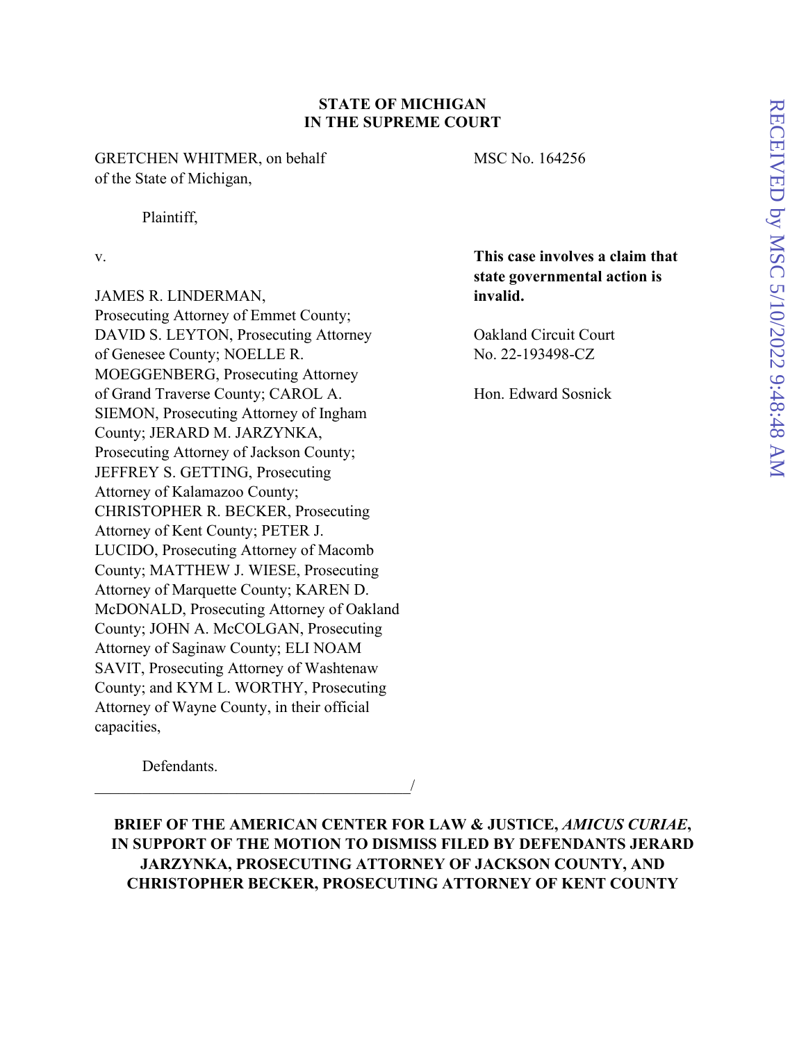**STATE OF MICHIGAN**
**IN THE SUPREME COURT**

GRETCHEN WHITMER, on behalf of the State of Michigan,

Plaintiff,

v.

JAMES R. LINDERMAN, Prosecuting Attorney of Emmet County; DAVID S. LEYTON, Prosecuting Attorney of Genesee County; NOELLE R. MOEGGENBERG, Prosecuting Attorney of Grand Traverse County; CAROL A. SIEMON, Prosecuting Attorney of Ingham County; JERARD M. JARZYNKA, Prosecuting Attorney of Jackson County; JEFFREY S. GETTING, Prosecuting Attorney of Kalamazoo County; CHRISTOPHER R. BECKER, Prosecuting Attorney of Kent County; PETER J. LUCIDO, Prosecuting Attorney of Macomb County; MATTHEW J. WIESE, Prosecuting Attorney of Marquette County; KAREN D. McDONALD, Prosecuting Attorney of Oakland County; JOHN A. McCOLGAN, Prosecuting Attorney of Saginaw County; ELI NOAM SAVIT, Prosecuting Attorney of Washtenaw County; and KYM L. WORTHY, Prosecuting Attorney of Wayne County, in their official capacities,

Defendants.

_______________________________________/

MSC No. 164256

**This case involves a claim that state governmental action is invalid.**

Oakland Circuit Court
No. 22-193498-CZ

Hon. Edward Sosnick

RECEIVED by MSC 5/10/2022 9:48:48 AM

**BRIEF OF THE AMERICAN CENTER FOR LAW & JUSTICE, *AMICUS CURIAE*, IN SUPPORT OF THE MOTION TO DISMISS FILED BY DEFENDANTS JERARD JARZYNKA, PROSECUTING ATTORNEY OF JACKSON COUNTY, AND CHRISTOPHER BECKER, PROSECUTING ATTORNEY OF KENT COUNTY**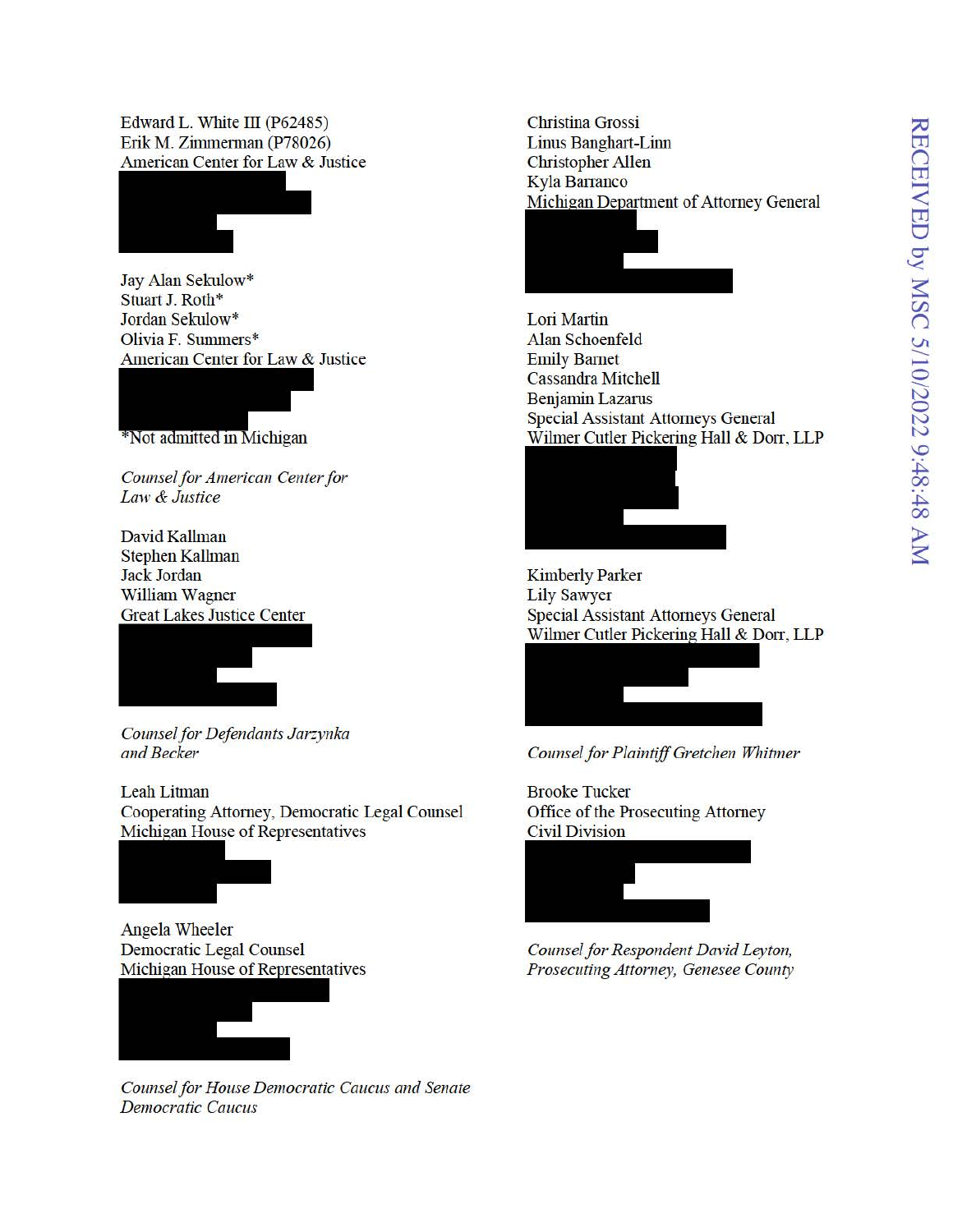Edward L. White III (P62485)
Erik M. Zimmerman (P78026)
American Center for Law & Justice

Jay Alan Sekulow*
Stuart J. Roth*
Jordan Sekulow*
Olivia F. Summers*
American Center for Law & Justice

*Not admitted in Michigan

*Counsel for American Center for Law & Justice*

David Kallman
Stephen Kallman
Jack Jordan
William Wagner
Great Lakes Justice Center

*Counsel for Defendants Jarzynka and Becker*

Leah Litman
Cooperating Attorney, Democratic Legal Counsel
Michigan House of Representatives

Angela Wheeler
Democratic Legal Counsel
Michigan House of Representatives

*Counsel for House Democratic Caucus and Senate Democratic Caucus*

Christina Grossi
Linus Banghart-Linn
Christopher Allen
Kyla Barranco
Michigan Department of Attorney General

Lori Martin
Alan Schoenfeld
Emily Barnet
Cassandra Mitchell
Benjamin Lazarus
Special Assistant Attorneys General
Wilmer Cutler Pickering Hall & Dorr, LLP

Kimberly Parker
Lily Sawyer
Special Assistant Attorneys General
Wilmer Cutler Pickering Hall & Dorr, LLP

*Counsel for Plaintiff Gretchen Whitmer*

Brooke Tucker
Office of the Prosecuting Attorney
Civil Division

*Counsel for Respondent David Leyton, Prosecuting Attorney, Genesee County*

RECEIVED by MSC 5/10/2022 9:48:48 AM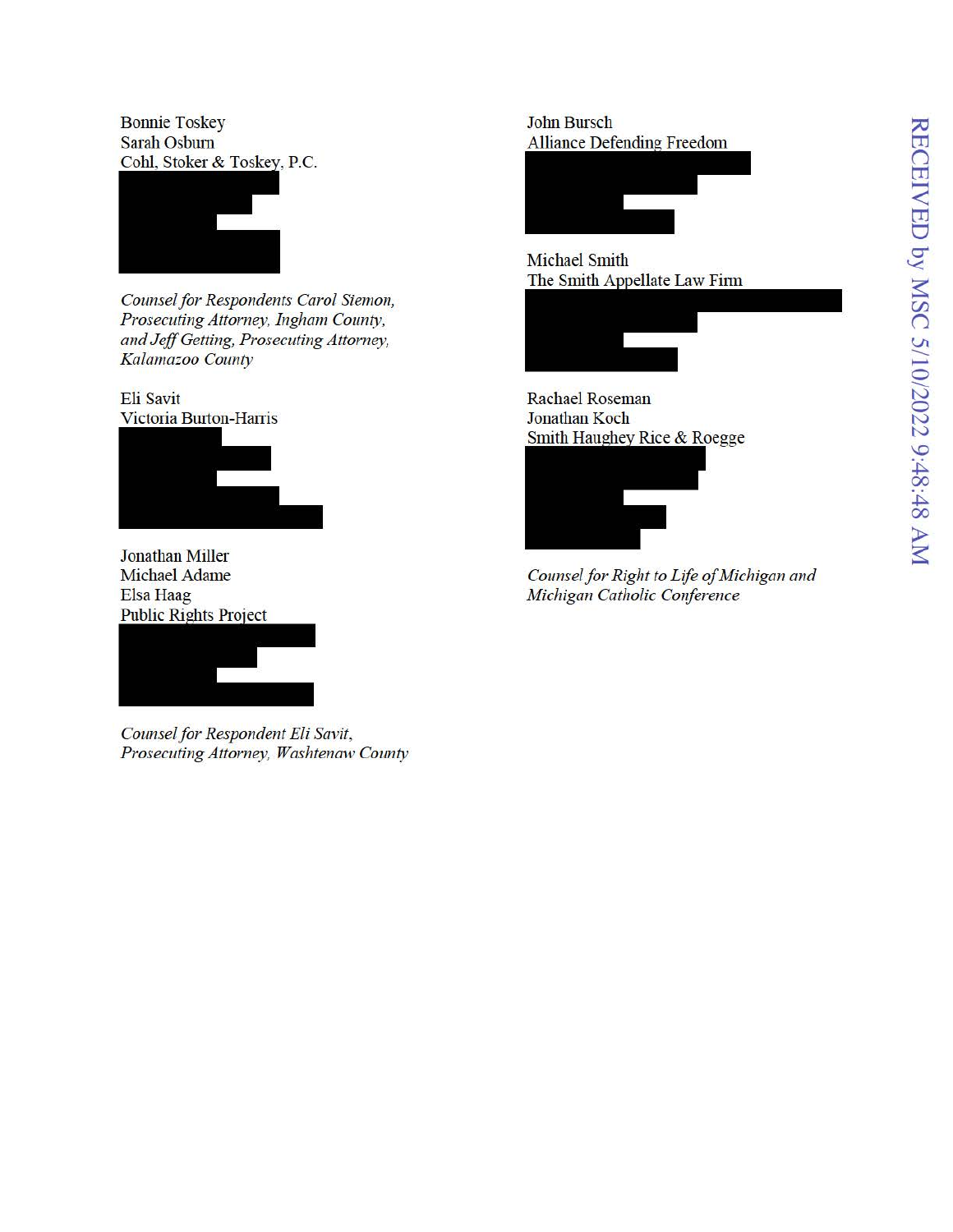Bonnie Toskey
Sarah Osburn
Cohl, Stoker & Toskey, P.C.

*Counsel for Respondents Carol Siemon, Prosecuting Attorney, Ingham County, and Jeff Getting, Prosecuting Attorney, Kalamazoo County*

Eli Savit
Victoria Burton-Harris

Jonathan Miller
Michael Adame
Elsa Haag
Public Rights Project

*Counsel for Respondent Eli Savit, Prosecuting Attorney, Washtenaw County*

John Bursch
Alliance Defending Freedom

Michael Smith
The Smith Appellate Law Firm

Rachael Roseman
Jonathan Koch
Smith Haughey Rice & Roegge

*Counsel for Right to Life of Michigan and Michigan Catholic Conference*

RECEIVED by MSC 5/10/2022 9:48:48 AM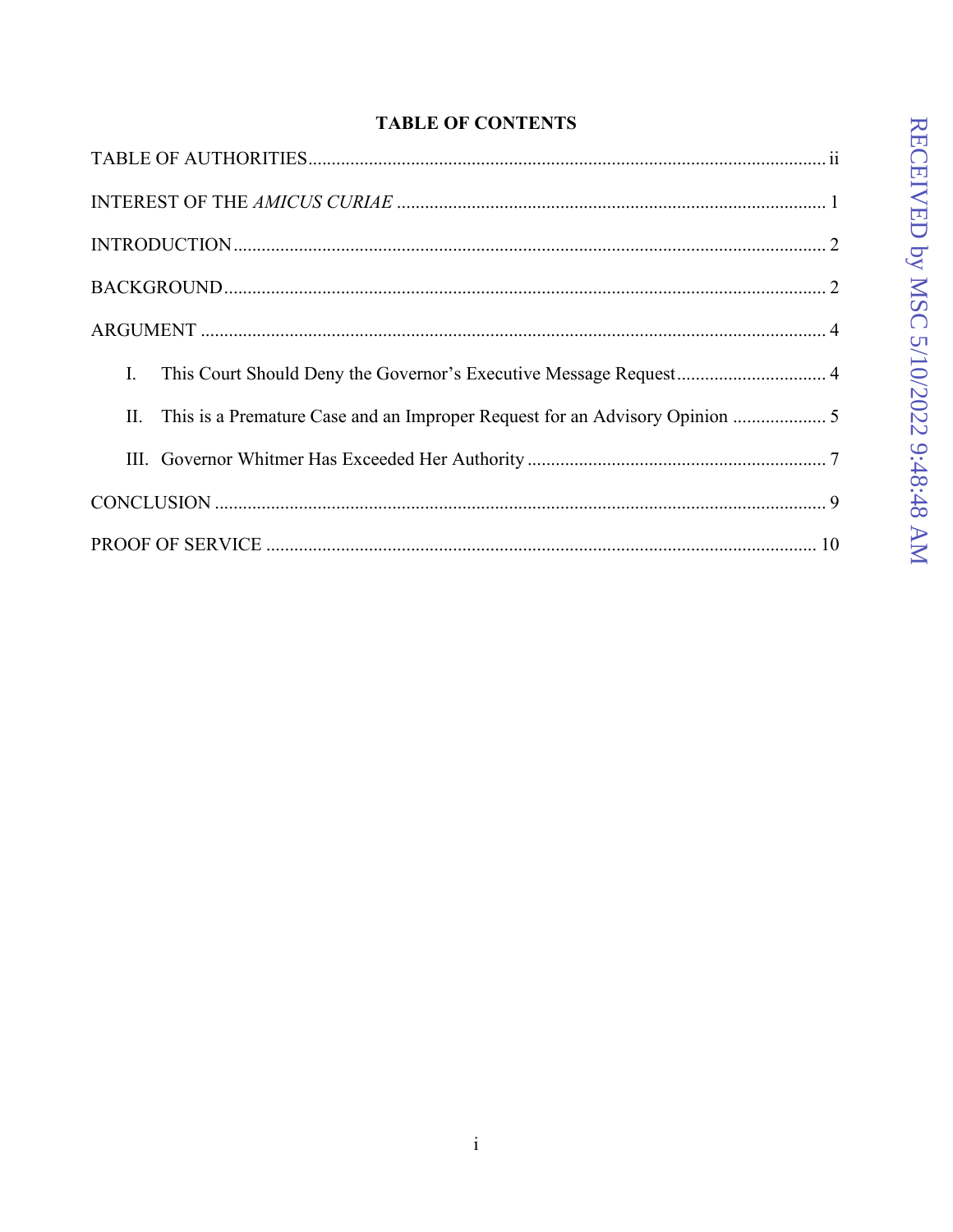## TABLE OF CONTENTS

TABLE OF AUTHORITIES .......... ii

INTEREST OF THE *AMICUS CURIAE* .......... 1

INTRODUCTION .......... 2

BACKGROUND .......... 2

ARGUMENT .......... 4

I. This Court Should Deny the Governor's Executive Message Request .......... 4

II. This is a Premature Case and an Improper Request for an Advisory Opinion .......... 5

III. Governor Whitmer Has Exceeded Her Authority .......... 7

CONCLUSION .......... 9

PROOF OF SERVICE .......... 10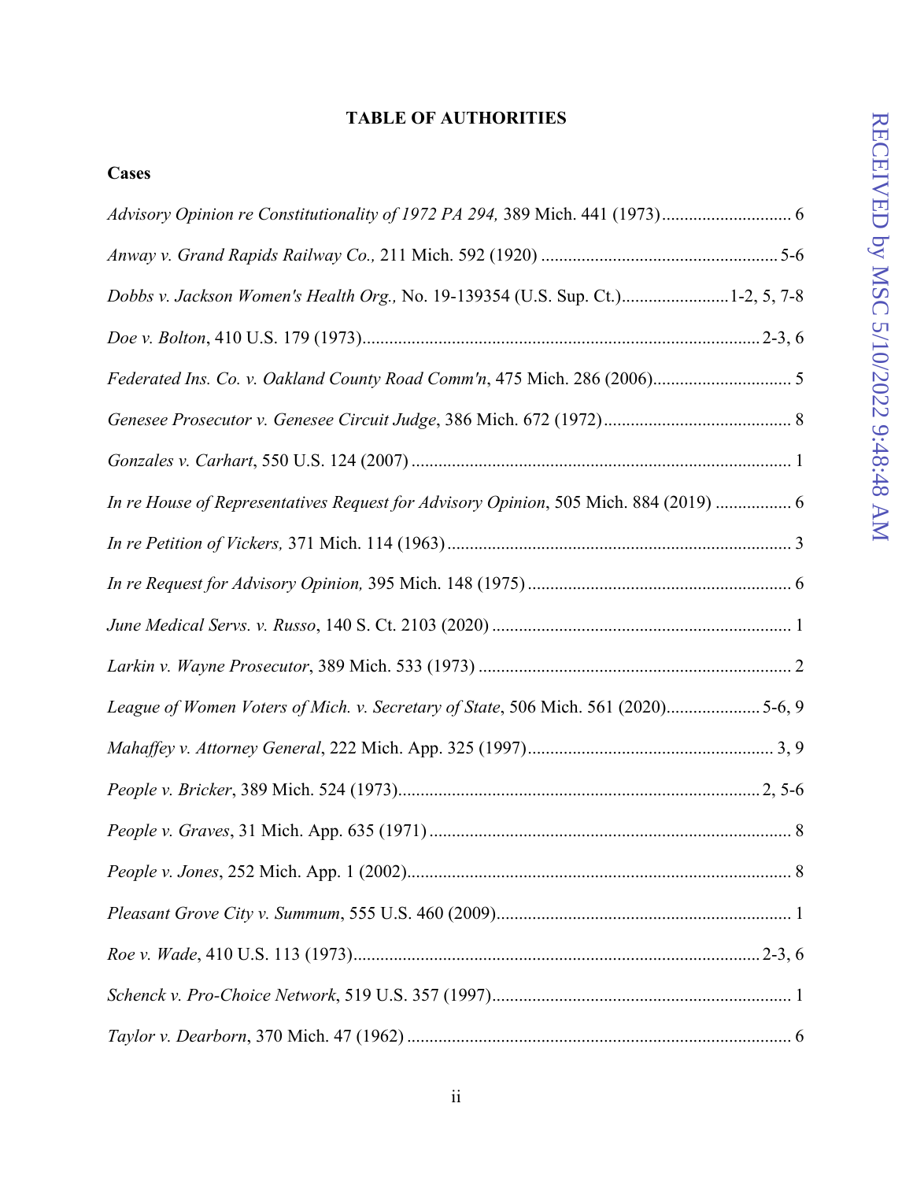**TABLE OF AUTHORITIES**

**Cases**

*Advisory Opinion re Constitutionality of 1972 PA 294,* 389 Mich. 441 (1973) ............................ 6

*Anway v. Grand Rapids Railway Co.,* 211 Mich. 592 (1920) .................................................... 5-6

*Dobbs v. Jackson Women's Health Org.,* No. 19-139354 (U.S. Sup. Ct.) ........................ 1-2, 5, 7-8

*Doe v. Bolton*, 410 U.S. 179 (1973) ........................................................................................ 2-3, 6

*Federated Ins. Co. v. Oakland County Road Comm'n*, 475 Mich. 286 (2006) .............................. 5

*Genesee Prosecutor v. Genesee Circuit Judge*, 386 Mich. 672 (1972) .......................................... 8

*Gonzales v. Carhart*, 550 U.S. 124 (2007) .................................................................................... 1

*In re House of Representatives Request for Advisory Opinion*, 505 Mich. 884 (2019) ................. 6

*In re Petition of Vickers,* 371 Mich. 114 (1963) ............................................................................ 3

*In re Request for Advisory Opinion,* 395 Mich. 148 (1975) .......................................................... 6

*June Medical Servs. v. Russo*, 140 S. Ct. 2103 (2020) .................................................................. 1

*Larkin v. Wayne Prosecutor*, 389 Mich. 533 (1973) ..................................................................... 2

*League of Women Voters of Mich. v. Secretary of State*, 506 Mich. 561 (2020) .................... 5-6, 9

*Mahaffey v. Attorney General*, 222 Mich. App. 325 (1997) ....................................................... 3, 9

*People v. Bricker*, 389 Mich. 524 (1973) ................................................................................ 2, 5-6

*People v. Graves*, 31 Mich. App. 635 (1971) ................................................................................ 8

*People v. Jones*, 252 Mich. App. 1 (2002) ..................................................................................... 8

*Pleasant Grove City v. Summum*, 555 U.S. 460 (2009) ................................................................. 1

*Roe v. Wade*, 410 U.S. 113 (1973) ........................................................................................... 2-3, 6

*Schenck v. Pro-Choice Network*, 519 U.S. 357 (1997) .................................................................. 1

*Taylor v. Dearborn*, 370 Mich. 47 (1962) ..................................................................................... 6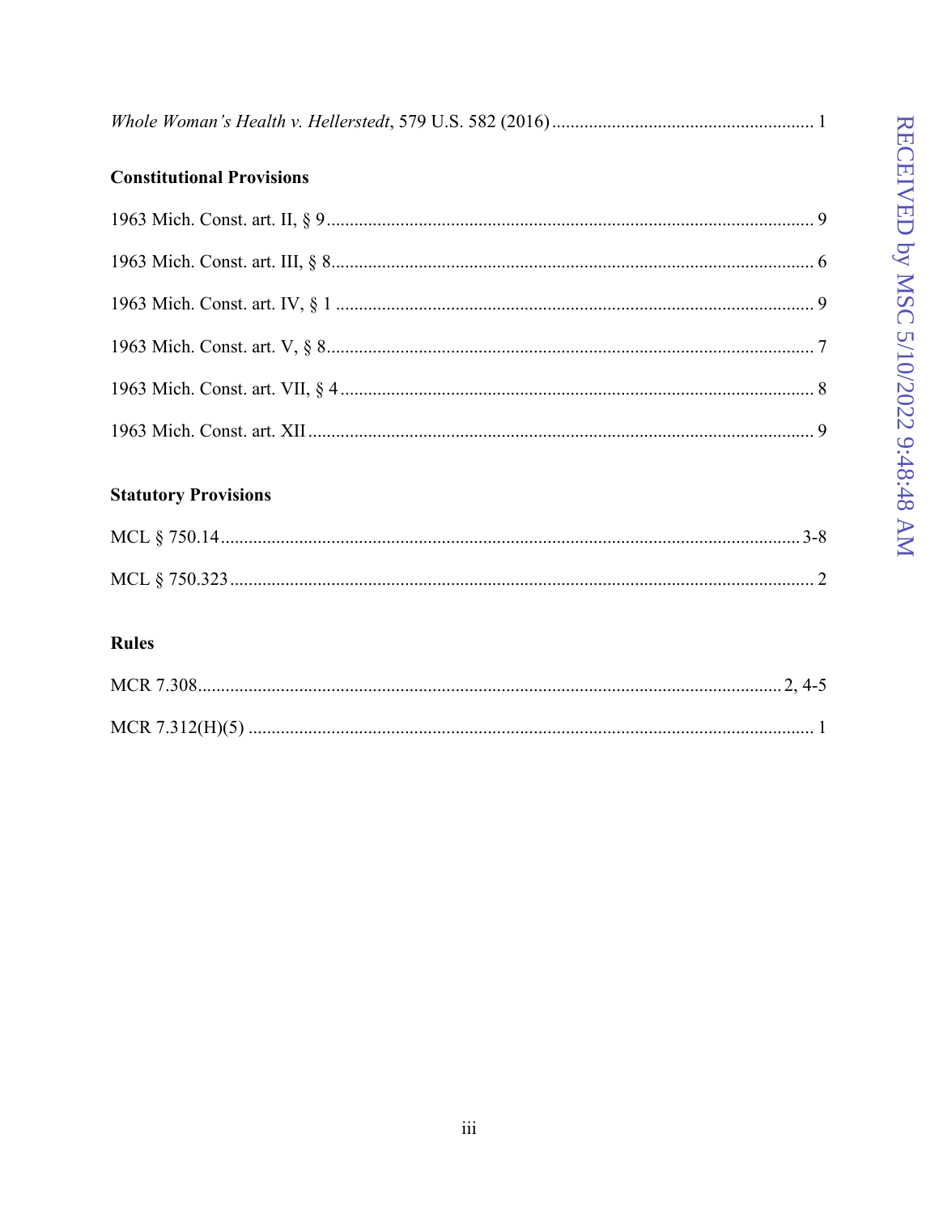*Whole Woman's Health v. Hellerstedt*, 579 U.S. 582 (2016) ........................................................ 1

**Constitutional Provisions**

1963 Mich. Const. art. II, § 9 ......................................................................................................... 9

1963 Mich. Const. art. III, § 8 ....................................................................................................... 6

1963 Mich. Const. art. IV, § 1 ....................................................................................................... 9

1963 Mich. Const. art. V, § 8 ......................................................................................................... 7

1963 Mich. Const. art. VII, § 4 ...................................................................................................... 8

1963 Mich. Const. art. XII ............................................................................................................. 9

**Statutory Provisions**

MCL § 750.14 ............................................................................................................................ 3-8

MCL § 750.323 ............................................................................................................................. 2

**Rules**

MCR 7.308 ............................................................................................................................ 2, 4-5

MCR 7.312(H)(5) .......................................................................................................................... 1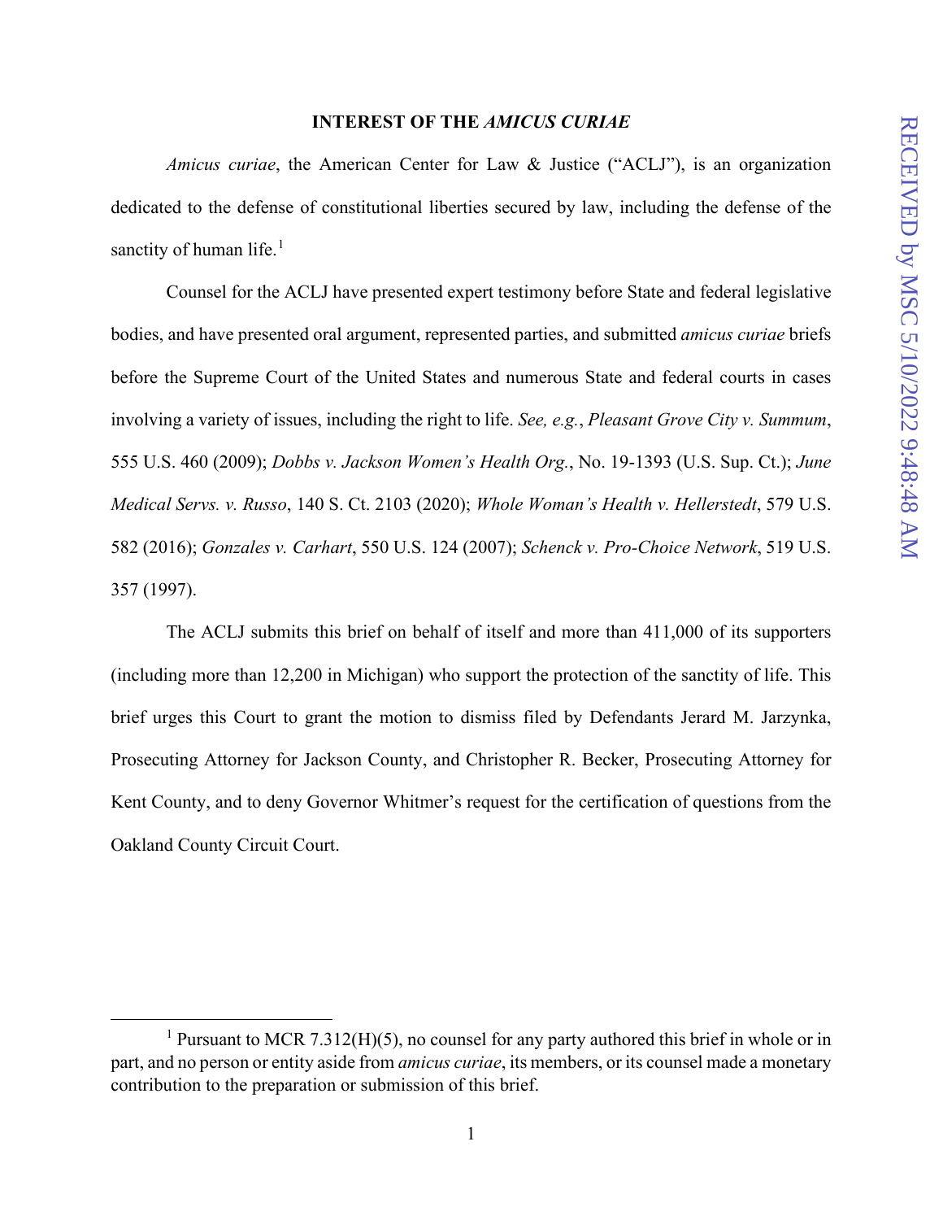## INTEREST OF THE *AMICUS CURIAE*

*Amicus curiae*, the American Center for Law & Justice ("ACLJ"), is an organization dedicated to the defense of constitutional liberties secured by law, including the defense of the sanctity of human life.[1]

Counsel for the ACLJ have presented expert testimony before State and federal legislative bodies, and have presented oral argument, represented parties, and submitted *amicus curiae* briefs before the Supreme Court of the United States and numerous State and federal courts in cases involving a variety of issues, including the right to life. *See, e.g.*, *Pleasant Grove City v. Summum*, 555 U.S. 460 (2009); *Dobbs v. Jackson Women's Health Org.*, No. 19-1393 (U.S. Sup. Ct.); *June Medical Servs. v. Russo*, 140 S. Ct. 2103 (2020); *Whole Woman's Health v. Hellerstedt*, 579 U.S. 582 (2016); *Gonzales v. Carhart*, 550 U.S. 124 (2007); *Schenck v. Pro-Choice Network*, 519 U.S. 357 (1997).

The ACLJ submits this brief on behalf of itself and more than 411,000 of its supporters (including more than 12,200 in Michigan) who support the protection of the sanctity of life. This brief urges this Court to grant the motion to dismiss filed by Defendants Jerard M. Jarzynka, Prosecuting Attorney for Jackson County, and Christopher R. Becker, Prosecuting Attorney for Kent County, and to deny Governor Whitmer's request for the certification of questions from the Oakland County Circuit Court.

---

[1] Pursuant to MCR 7.312(H)(5), no counsel for any party authored this brief in whole or in part, and no person or entity aside from *amicus curiae*, its members, or its counsel made a monetary contribution to the preparation or submission of this brief.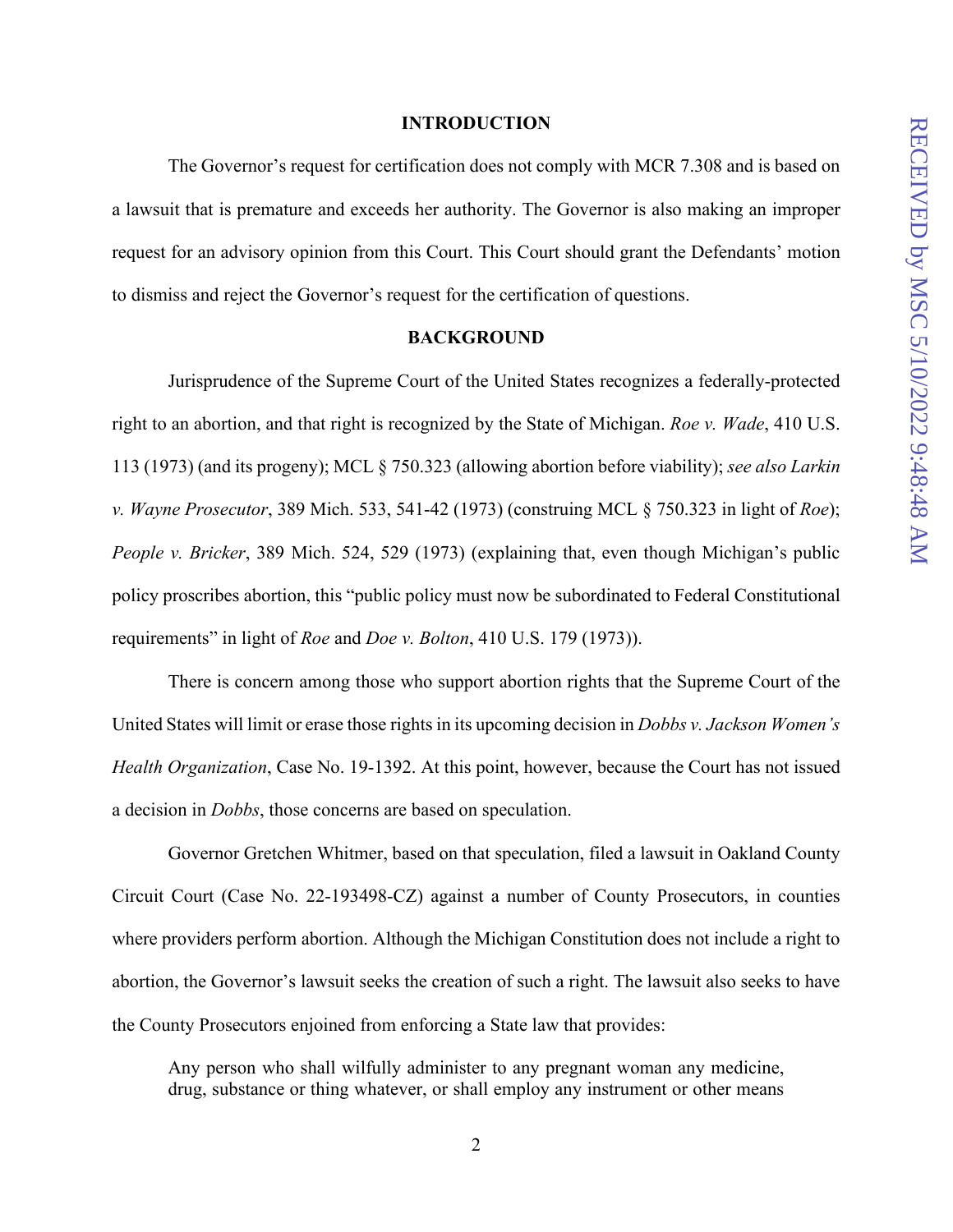## INTRODUCTION

The Governor's request for certification does not comply with MCR 7.308 and is based on a lawsuit that is premature and exceeds her authority. The Governor is also making an improper request for an advisory opinion from this Court. This Court should grant the Defendants' motion to dismiss and reject the Governor's request for the certification of questions.

## BACKGROUND

Jurisprudence of the Supreme Court of the United States recognizes a federally-protected right to an abortion, and that right is recognized by the State of Michigan. *Roe v. Wade*, 410 U.S. 113 (1973) (and its progeny); MCL § 750.323 (allowing abortion before viability); *see also Larkin v. Wayne Prosecutor*, 389 Mich. 533, 541-42 (1973) (construing MCL § 750.323 in light of *Roe*); *People v. Bricker*, 389 Mich. 524, 529 (1973) (explaining that, even though Michigan's public policy proscribes abortion, this "public policy must now be subordinated to Federal Constitutional requirements" in light of *Roe* and *Doe v. Bolton*, 410 U.S. 179 (1973)).

There is concern among those who support abortion rights that the Supreme Court of the United States will limit or erase those rights in its upcoming decision in *Dobbs v. Jackson Women's Health Organization*, Case No. 19-1392. At this point, however, because the Court has not issued a decision in *Dobbs*, those concerns are based on speculation.

Governor Gretchen Whitmer, based on that speculation, filed a lawsuit in Oakland County Circuit Court (Case No. 22-193498-CZ) against a number of County Prosecutors, in counties where providers perform abortion. Although the Michigan Constitution does not include a right to abortion, the Governor's lawsuit seeks the creation of such a right. The lawsuit also seeks to have the County Prosecutors enjoined from enforcing a State law that provides:

> Any person who shall wilfully administer to any pregnant woman any medicine, drug, substance or thing whatever, or shall employ any instrument or other means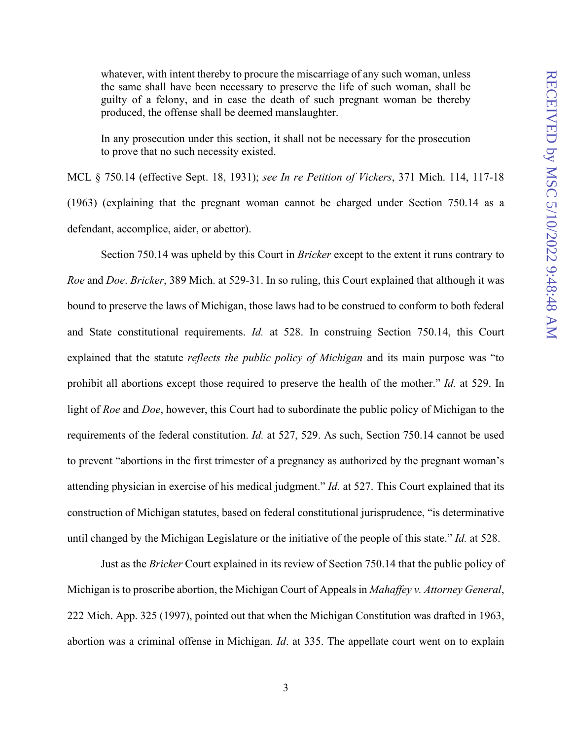> whatever, with intent thereby to procure the miscarriage of any such woman, unless the same shall have been necessary to preserve the life of such woman, shall be guilty of a felony, and in case the death of such pregnant woman be thereby produced, the offense shall be deemed manslaughter.
>
> In any prosecution under this section, it shall not be necessary for the prosecution to prove that no such necessity existed.

MCL § 750.14 (effective Sept. 18, 1931); *see In re Petition of Vickers*, 371 Mich. 114, 117-18 (1963) (explaining that the pregnant woman cannot be charged under Section 750.14 as a defendant, accomplice, aider, or abettor).

Section 750.14 was upheld by this Court in *Bricker* except to the extent it runs contrary to *Roe* and *Doe*. *Bricker*, 389 Mich. at 529-31. In so ruling, this Court explained that although it was bound to preserve the laws of Michigan, those laws had to be construed to conform to both federal and State constitutional requirements. *Id.* at 528. In construing Section 750.14, this Court explained that the statute *reflects the public policy of Michigan* and its main purpose was "to prohibit all abortions except those required to preserve the health of the mother." *Id.* at 529. In light of *Roe* and *Doe*, however, this Court had to subordinate the public policy of Michigan to the requirements of the federal constitution. *Id.* at 527, 529. As such, Section 750.14 cannot be used to prevent "abortions in the first trimester of a pregnancy as authorized by the pregnant woman's attending physician in exercise of his medical judgment." *Id.* at 527. This Court explained that its construction of Michigan statutes, based on federal constitutional jurisprudence, "is determinative until changed by the Michigan Legislature or the initiative of the people of this state." *Id.* at 528.

Just as the *Bricker* Court explained in its review of Section 750.14 that the public policy of Michigan is to proscribe abortion, the Michigan Court of Appeals in *Mahaffey v. Attorney General*, 222 Mich. App. 325 (1997), pointed out that when the Michigan Constitution was drafted in 1963, abortion was a criminal offense in Michigan. *Id*. at 335. The appellate court went on to explain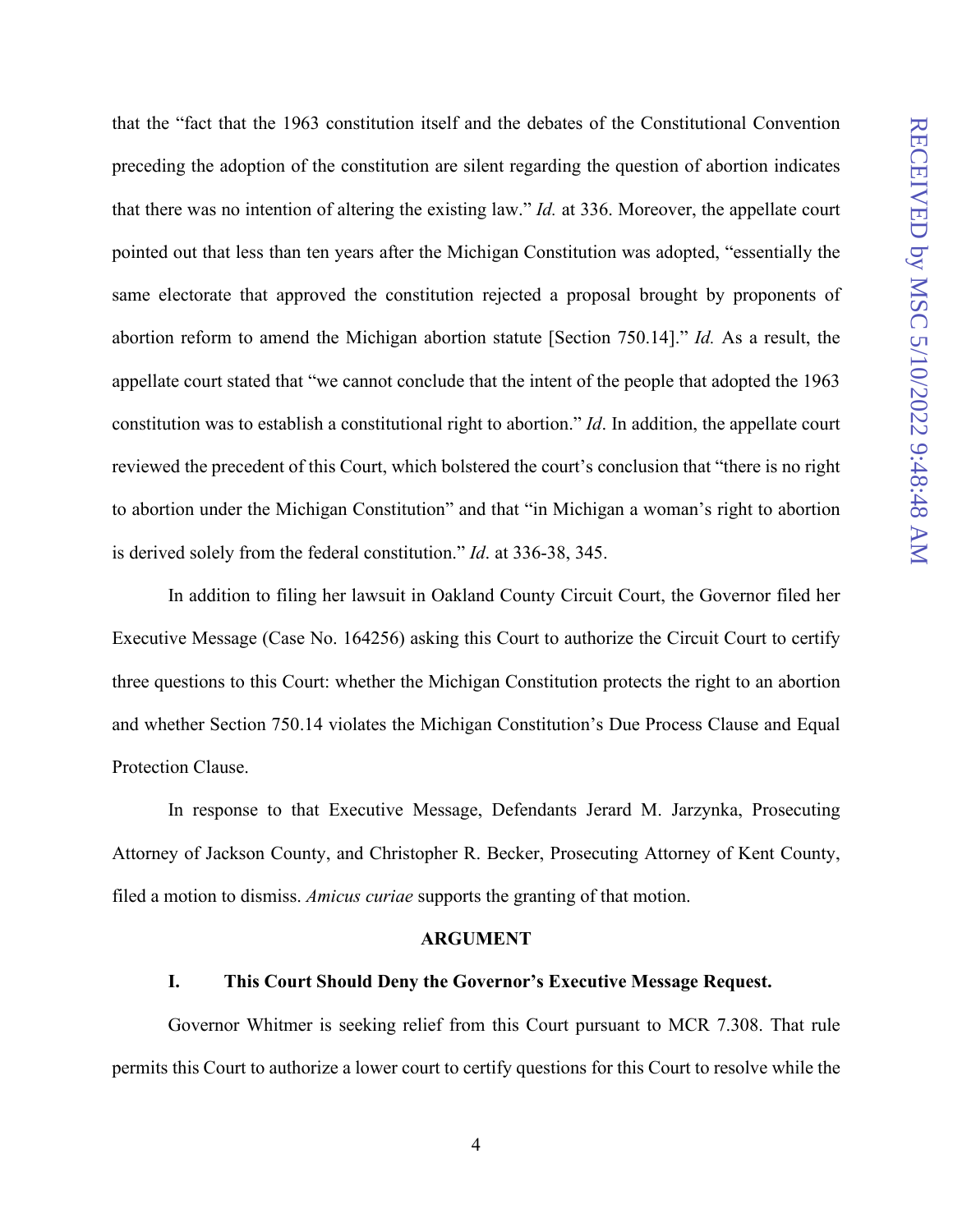that the "fact that the 1963 constitution itself and the debates of the Constitutional Convention preceding the adoption of the constitution are silent regarding the question of abortion indicates that there was no intention of altering the existing law." *Id.* at 336. Moreover, the appellate court pointed out that less than ten years after the Michigan Constitution was adopted, "essentially the same electorate that approved the constitution rejected a proposal brought by proponents of abortion reform to amend the Michigan abortion statute [Section 750.14]." *Id.* As a result, the appellate court stated that "we cannot conclude that the intent of the people that adopted the 1963 constitution was to establish a constitutional right to abortion." *Id*. In addition, the appellate court reviewed the precedent of this Court, which bolstered the court's conclusion that "there is no right to abortion under the Michigan Constitution" and that "in Michigan a woman's right to abortion is derived solely from the federal constitution." *Id*. at 336-38, 345.

In addition to filing her lawsuit in Oakland County Circuit Court, the Governor filed her Executive Message (Case No. 164256) asking this Court to authorize the Circuit Court to certify three questions to this Court: whether the Michigan Constitution protects the right to an abortion and whether Section 750.14 violates the Michigan Constitution's Due Process Clause and Equal Protection Clause.

In response to that Executive Message, Defendants Jerard M. Jarzynka, Prosecuting Attorney of Jackson County, and Christopher R. Becker, Prosecuting Attorney of Kent County, filed a motion to dismiss. *Amicus curiae* supports the granting of that motion.

## ARGUMENT

### I. This Court Should Deny the Governor's Executive Message Request.

Governor Whitmer is seeking relief from this Court pursuant to MCR 7.308. That rule permits this Court to authorize a lower court to certify questions for this Court to resolve while the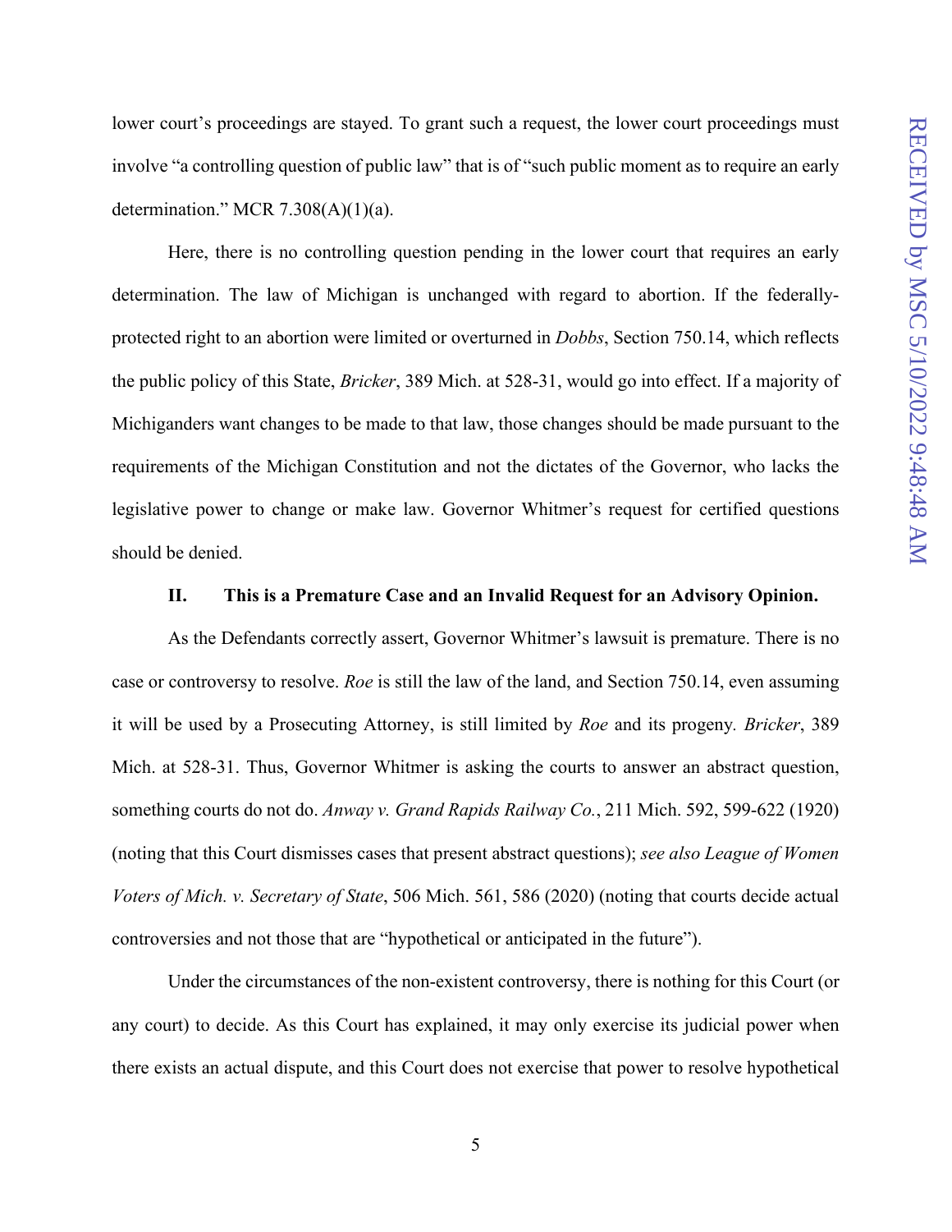lower court's proceedings are stayed. To grant such a request, the lower court proceedings must involve "a controlling question of public law" that is of "such public moment as to require an early determination." MCR 7.308(A)(1)(a).

Here, there is no controlling question pending in the lower court that requires an early determination. The law of Michigan is unchanged with regard to abortion. If the federally-protected right to an abortion were limited or overturned in *Dobbs*, Section 750.14, which reflects the public policy of this State, *Bricker*, 389 Mich. at 528-31, would go into effect. If a majority of Michiganders want changes to be made to that law, those changes should be made pursuant to the requirements of the Michigan Constitution and not the dictates of the Governor, who lacks the legislative power to change or make law. Governor Whitmer's request for certified questions should be denied.

### II. This is a Premature Case and an Invalid Request for an Advisory Opinion.

As the Defendants correctly assert, Governor Whitmer's lawsuit is premature. There is no case or controversy to resolve. *Roe* is still the law of the land, and Section 750.14, even assuming it will be used by a Prosecuting Attorney, is still limited by *Roe* and its progeny. *Bricker*, 389 Mich. at 528-31. Thus, Governor Whitmer is asking the courts to answer an abstract question, something courts do not do. *Anway v. Grand Rapids Railway Co.*, 211 Mich. 592, 599-622 (1920) (noting that this Court dismisses cases that present abstract questions); *see also League of Women Voters of Mich. v. Secretary of State*, 506 Mich. 561, 586 (2020) (noting that courts decide actual controversies and not those that are "hypothetical or anticipated in the future").

Under the circumstances of the non-existent controversy, there is nothing for this Court (or any court) to decide. As this Court has explained, it may only exercise its judicial power when there exists an actual dispute, and this Court does not exercise that power to resolve hypothetical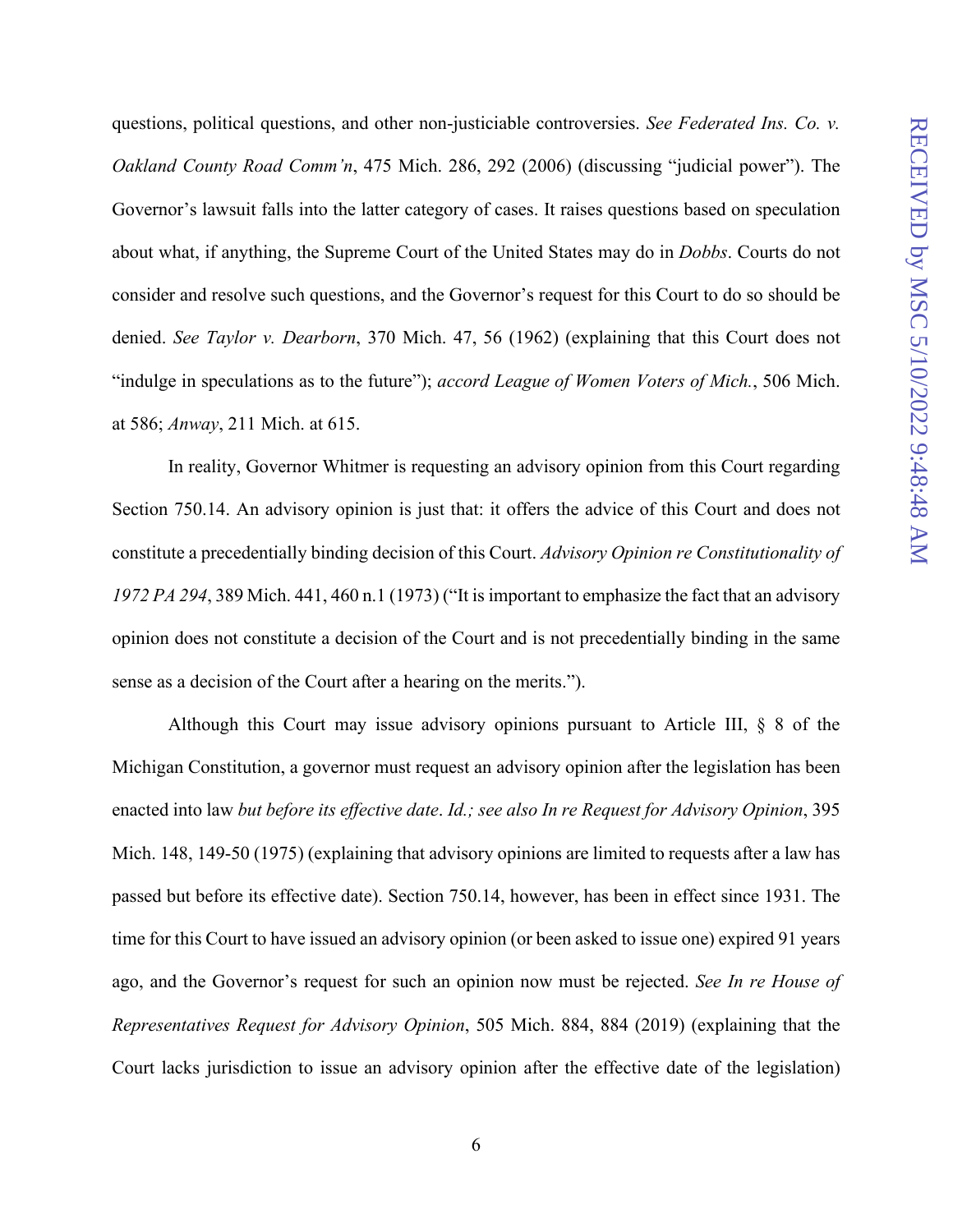questions, political questions, and other non-justiciable controversies. *See Federated Ins. Co. v. Oakland County Road Comm'n*, 475 Mich. 286, 292 (2006) (discussing "judicial power"). The Governor's lawsuit falls into the latter category of cases. It raises questions based on speculation about what, if anything, the Supreme Court of the United States may do in *Dobbs*. Courts do not consider and resolve such questions, and the Governor's request for this Court to do so should be denied. *See Taylor v. Dearborn*, 370 Mich. 47, 56 (1962) (explaining that this Court does not "indulge in speculations as to the future"); *accord League of Women Voters of Mich.*, 506 Mich. at 586; *Anway*, 211 Mich. at 615.

In reality, Governor Whitmer is requesting an advisory opinion from this Court regarding Section 750.14. An advisory opinion is just that: it offers the advice of this Court and does not constitute a precedentially binding decision of this Court. *Advisory Opinion re Constitutionality of 1972 PA 294*, 389 Mich. 441, 460 n.1 (1973) ("It is important to emphasize the fact that an advisory opinion does not constitute a decision of the Court and is not precedentially binding in the same sense as a decision of the Court after a hearing on the merits.").

Although this Court may issue advisory opinions pursuant to Article III, § 8 of the Michigan Constitution, a governor must request an advisory opinion after the legislation has been enacted into law *but before its effective date*. *Id.; see also In re Request for Advisory Opinion*, 395 Mich. 148, 149-50 (1975) (explaining that advisory opinions are limited to requests after a law has passed but before its effective date). Section 750.14, however, has been in effect since 1931. The time for this Court to have issued an advisory opinion (or been asked to issue one) expired 91 years ago, and the Governor's request for such an opinion now must be rejected. *See In re House of Representatives Request for Advisory Opinion*, 505 Mich. 884, 884 (2019) (explaining that the Court lacks jurisdiction to issue an advisory opinion after the effective date of the legislation)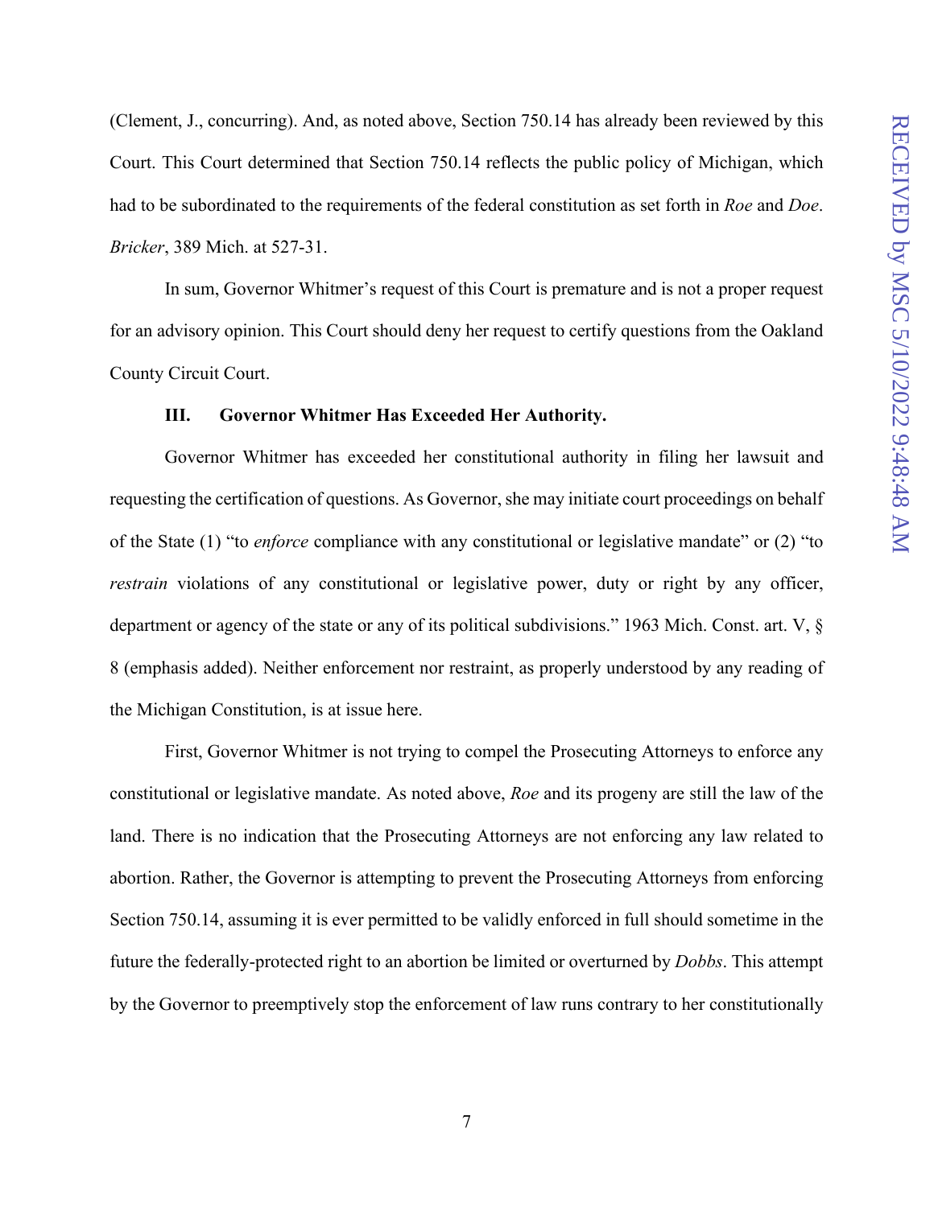(Clement, J., concurring). And, as noted above, Section 750.14 has already been reviewed by this Court. This Court determined that Section 750.14 reflects the public policy of Michigan, which had to be subordinated to the requirements of the federal constitution as set forth in *Roe* and *Doe*. *Bricker*, 389 Mich. at 527-31.

In sum, Governor Whitmer's request of this Court is premature and is not a proper request for an advisory opinion. This Court should deny her request to certify questions from the Oakland County Circuit Court.

### III. Governor Whitmer Has Exceeded Her Authority.

Governor Whitmer has exceeded her constitutional authority in filing her lawsuit and requesting the certification of questions. As Governor, she may initiate court proceedings on behalf of the State (1) "to *enforce* compliance with any constitutional or legislative mandate" or (2) "to *restrain* violations of any constitutional or legislative power, duty or right by any officer, department or agency of the state or any of its political subdivisions." 1963 Mich. Const. art. V, § 8 (emphasis added). Neither enforcement nor restraint, as properly understood by any reading of the Michigan Constitution, is at issue here.

First, Governor Whitmer is not trying to compel the Prosecuting Attorneys to enforce any constitutional or legislative mandate. As noted above, *Roe* and its progeny are still the law of the land. There is no indication that the Prosecuting Attorneys are not enforcing any law related to abortion. Rather, the Governor is attempting to prevent the Prosecuting Attorneys from enforcing Section 750.14, assuming it is ever permitted to be validly enforced in full should sometime in the future the federally-protected right to an abortion be limited or overturned by *Dobbs*. This attempt by the Governor to preemptively stop the enforcement of law runs contrary to her constitutionally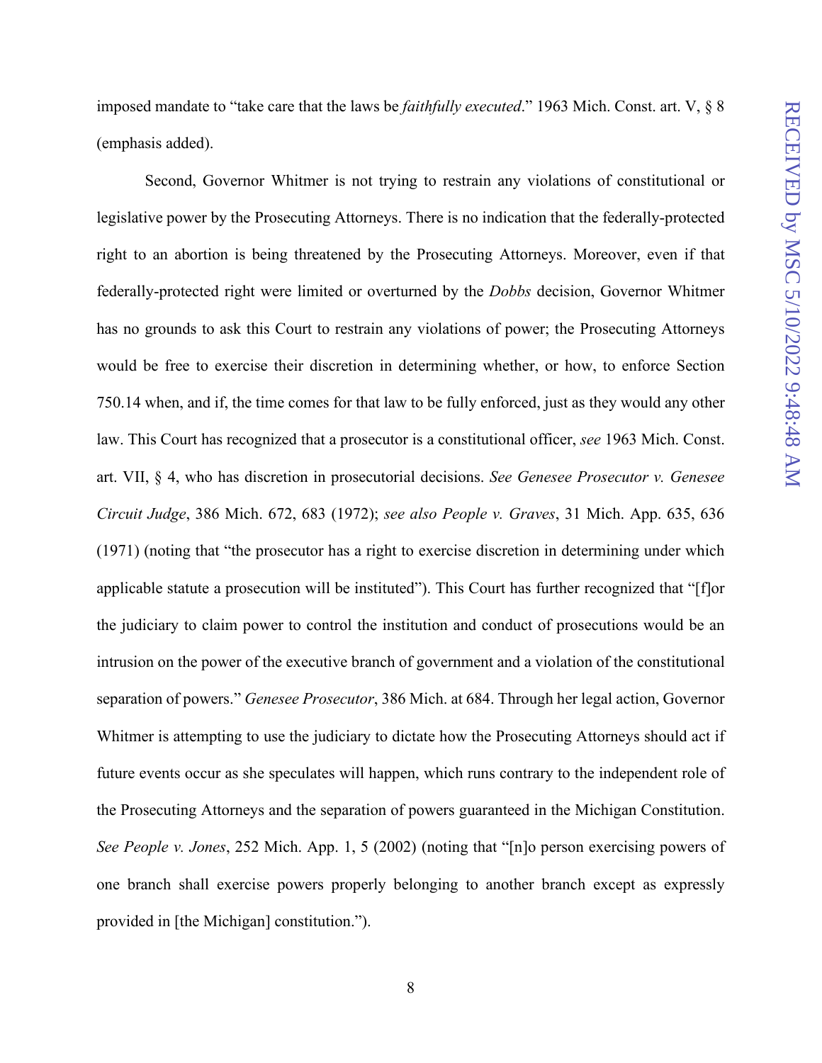imposed mandate to "take care that the laws be *faithfully executed*." 1963 Mich. Const. art. V, § 8 (emphasis added).

Second, Governor Whitmer is not trying to restrain any violations of constitutional or legislative power by the Prosecuting Attorneys. There is no indication that the federally-protected right to an abortion is being threatened by the Prosecuting Attorneys. Moreover, even if that federally-protected right were limited or overturned by the *Dobbs* decision, Governor Whitmer has no grounds to ask this Court to restrain any violations of power; the Prosecuting Attorneys would be free to exercise their discretion in determining whether, or how, to enforce Section 750.14 when, and if, the time comes for that law to be fully enforced, just as they would any other law. This Court has recognized that a prosecutor is a constitutional officer, *see* 1963 Mich. Const. art. VII, § 4, who has discretion in prosecutorial decisions. *See Genesee Prosecutor v. Genesee Circuit Judge*, 386 Mich. 672, 683 (1972); *see also People v. Graves*, 31 Mich. App. 635, 636 (1971) (noting that "the prosecutor has a right to exercise discretion in determining under which applicable statute a prosecution will be instituted"). This Court has further recognized that "[f]or the judiciary to claim power to control the institution and conduct of prosecutions would be an intrusion on the power of the executive branch of government and a violation of the constitutional separation of powers." *Genesee Prosecutor*, 386 Mich. at 684. Through her legal action, Governor Whitmer is attempting to use the judiciary to dictate how the Prosecuting Attorneys should act if future events occur as she speculates will happen, which runs contrary to the independent role of the Prosecuting Attorneys and the separation of powers guaranteed in the Michigan Constitution. *See People v. Jones*, 252 Mich. App. 1, 5 (2002) (noting that "[n]o person exercising powers of one branch shall exercise powers properly belonging to another branch except as expressly provided in [the Michigan] constitution.").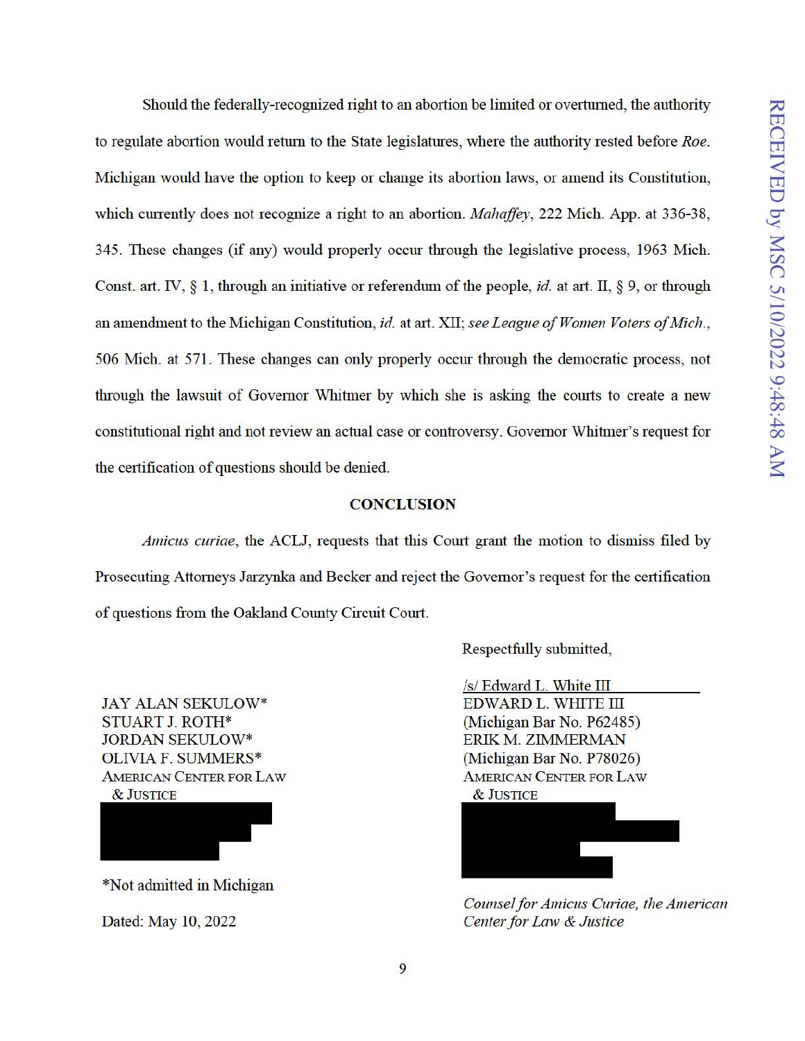Should the federally-recognized right to an abortion be limited or overturned, the authority to regulate abortion would return to the State legislatures, where the authority rested before *Roe*. Michigan would have the option to keep or change its abortion laws, or amend its Constitution, which currently does not recognize a right to an abortion. *Mahaffey*, 222 Mich. App. at 336-38, 345. These changes (if any) would properly occur through the legislative process, 1963 Mich. Const. art. IV, § 1, through an initiative or referendum of the people, *id.* at art. II, § 9, or through an amendment to the Michigan Constitution, *id.* at art. XII; *see League of Women Voters of Mich.*, 506 Mich. at 571. These changes can only properly occur through the democratic process, not through the lawsuit of Governor Whitmer by which she is asking the courts to create a new constitutional right and not review an actual case or controversy. Governor Whitmer's request for the certification of questions should be denied.

**CONCLUSION**

*Amicus curiae*, the ACLJ, requests that this Court grant the motion to dismiss filed by Prosecuting Attorneys Jarzynka and Becker and reject the Governor's request for the certification of questions from the Oakland County Circuit Court.

Respectfully submitted,

/s/ Edward L. White III
EDWARD L. WHITE III
(Michigan Bar No. P62485)
ERIK M. ZIMMERMAN
(Michigan Bar No. P78026)
AMERICAN CENTER FOR LAW & JUSTICE

*Counsel for Amicus Curiae, the American Center for Law & Justice*

JAY ALAN SEKULOW*
STUART J. ROTH*
JORDAN SEKULOW*
OLIVIA F. SUMMERS*
AMERICAN CENTER FOR LAW & JUSTICE

*Not admitted in Michigan

Dated: May 10, 2022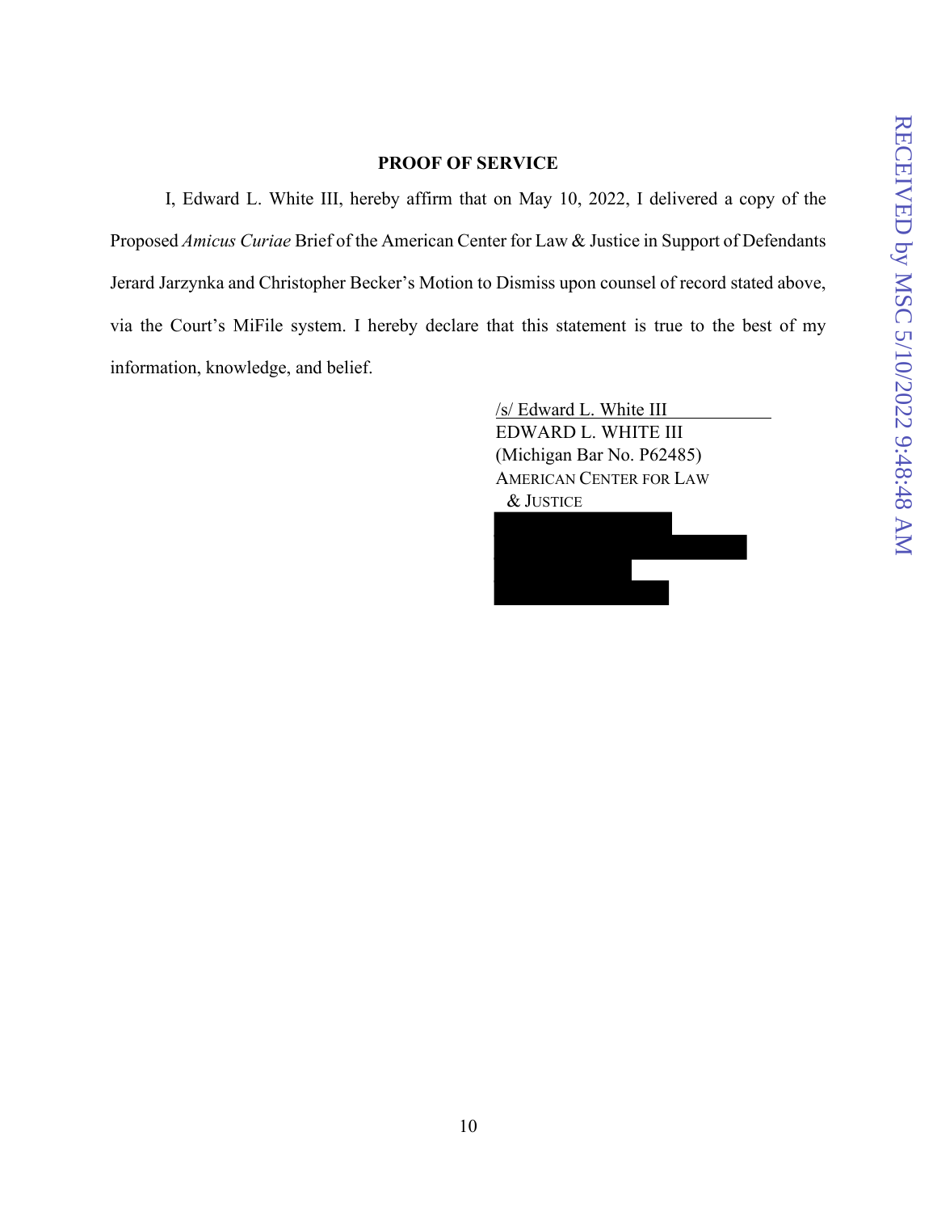**PROOF OF SERVICE**

I, Edward L. White III, hereby affirm that on May 10, 2022, I delivered a copy of the Proposed *Amicus Curiae* Brief of the American Center for Law & Justice in Support of Defendants Jerard Jarzynka and Christopher Becker's Motion to Dismiss upon counsel of record stated above, via the Court's MiFile system. I hereby declare that this statement is true to the best of my information, knowledge, and belief.

/s/ Edward L. White III
EDWARD L. WHITE III
(Michigan Bar No. P62485)
AMERICAN CENTER FOR LAW
& JUSTICE

RECEIVED by MSC 5/10/2022 9:48:48 AM